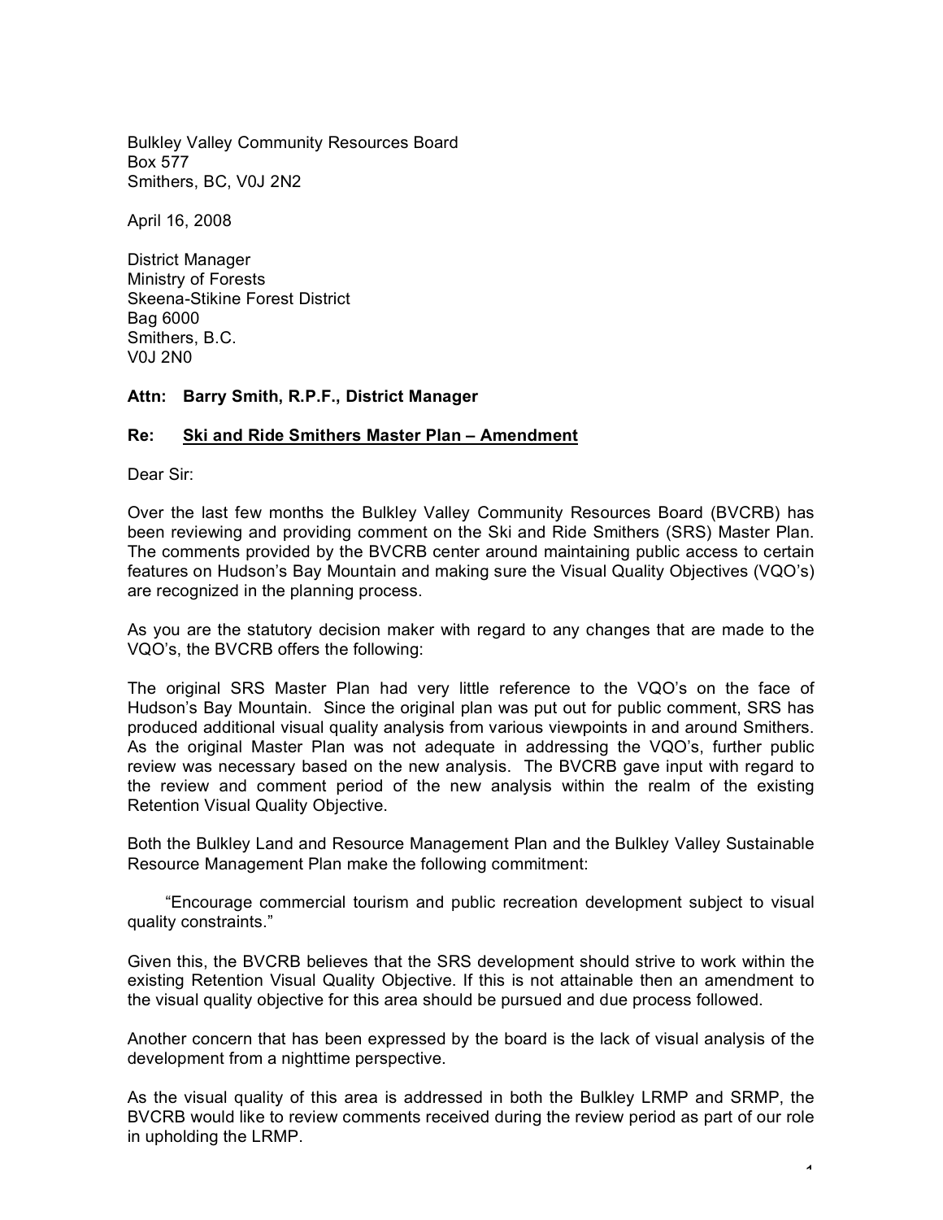Bulkley Valley Community Resources Board
Box 577
Smithers, BC, V0J 2N2

April 16, 2008

District Manager
Ministry of Forests
Skeena-Stikine Forest District
Bag 6000
Smithers, B.C.
V0J 2N0

**Attn: Barry Smith, R.P.F., District Manager**

**Re: <u>Ski and Ride Smithers Master Plan – Amendment</u>**

Dear Sir:

Over the last few months the Bulkley Valley Community Resources Board (BVCRB) has been reviewing and providing comment on the Ski and Ride Smithers (SRS) Master Plan. The comments provided by the BVCRB center around maintaining public access to certain features on Hudson's Bay Mountain and making sure the Visual Quality Objectives (VQO's) are recognized in the planning process.

As you are the statutory decision maker with regard to any changes that are made to the VQO's, the BVCRB offers the following:

The original SRS Master Plan had very little reference to the VQO's on the face of Hudson's Bay Mountain. Since the original plan was put out for public comment, SRS has produced additional visual quality analysis from various viewpoints in and around Smithers. As the original Master Plan was not adequate in addressing the VQO's, further public review was necessary based on the new analysis. The BVCRB gave input with regard to the review and comment period of the new analysis within the realm of the existing Retention Visual Quality Objective.

Both the Bulkley Land and Resource Management Plan and the Bulkley Valley Sustainable Resource Management Plan make the following commitment:

"Encourage commercial tourism and public recreation development subject to visual quality constraints."

Given this, the BVCRB believes that the SRS development should strive to work within the existing Retention Visual Quality Objective. If this is not attainable then an amendment to the visual quality objective for this area should be pursued and due process followed.

Another concern that has been expressed by the board is the lack of visual analysis of the development from a nighttime perspective.

As the visual quality of this area is addressed in both the Bulkley LRMP and SRMP, the BVCRB would like to review comments received during the review period as part of our role in upholding the LRMP.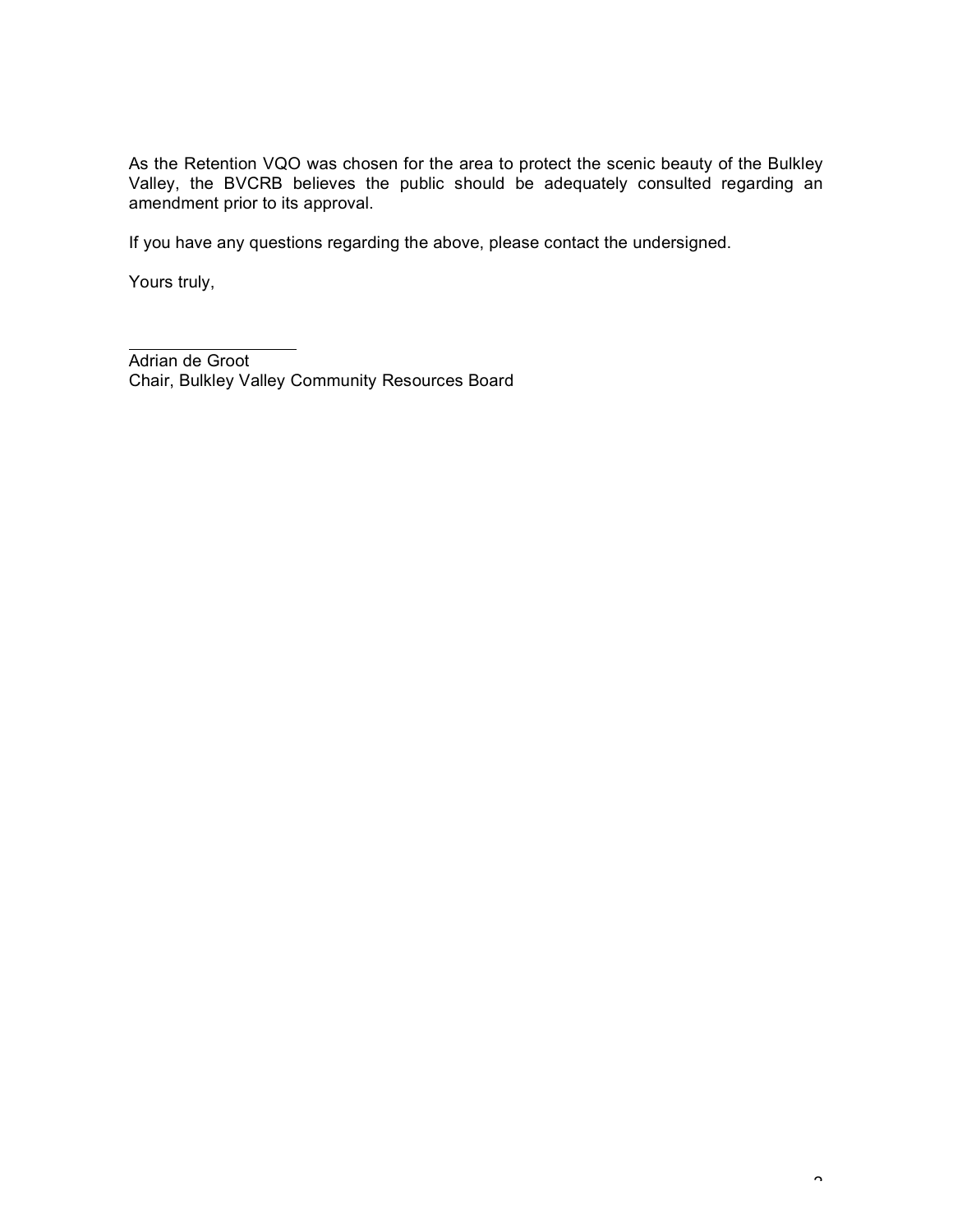As the Retention VQO was chosen for the area to protect the scenic beauty of the Bulkley Valley, the BVCRB believes the public should be adequately consulted regarding an amendment prior to its approval.

If you have any questions regarding the above, please contact the undersigned.

Yours truly,

Adrian de Groot
Chair, Bulkley Valley Community Resources Board